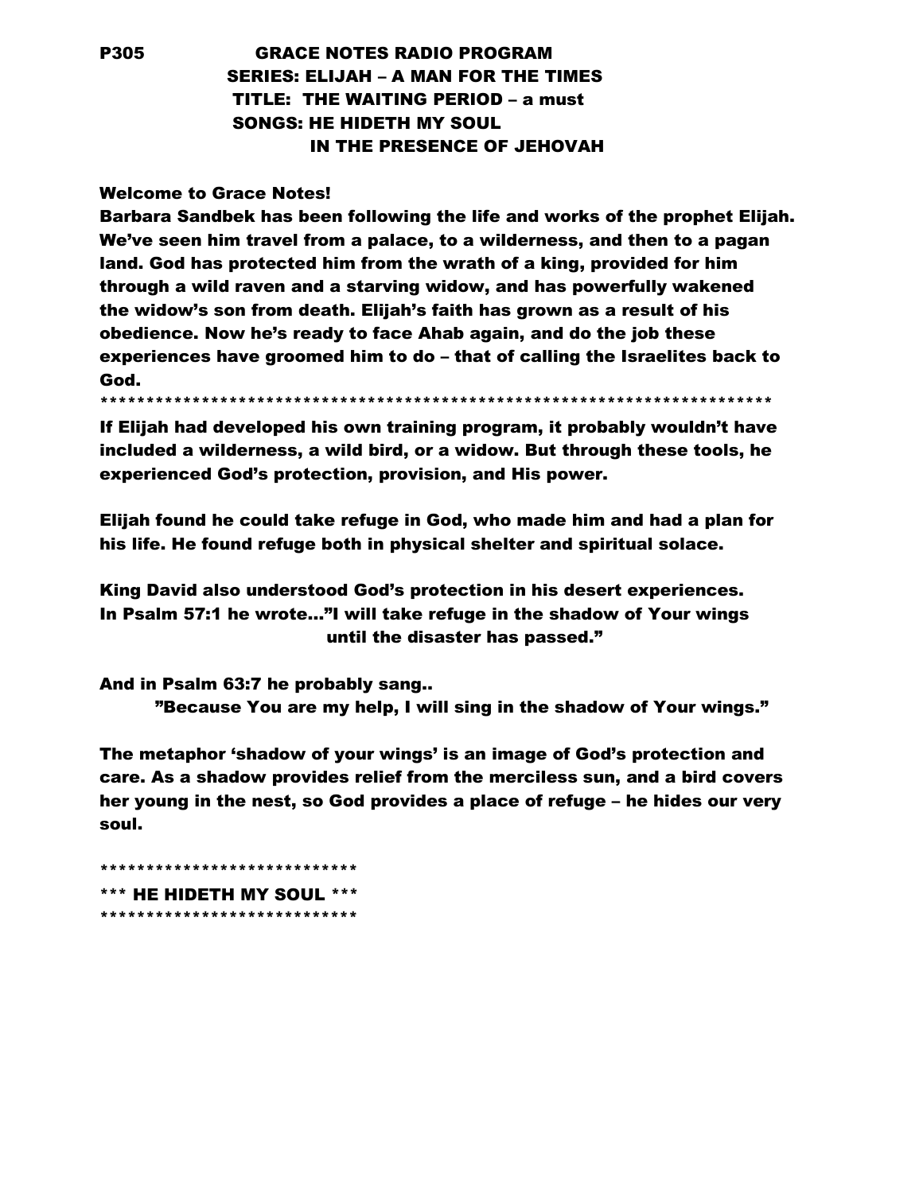**P305 GRACE NOTES RADIO PROGRAM**
**SERIES: ELIJAH – A MAN FOR THE TIMES**
**TITLE: THE WAITING PERIOD – a must**
**SONGS: HE HIDETH MY SOUL**
**IN THE PRESENCE OF JEHOVAH**

**Welcome to Grace Notes!**
**Barbara Sandbek has been following the life and works of the prophet Elijah. We've seen him travel from a palace, to a wilderness, and then to a pagan land. God has protected him from the wrath of a king, provided for him through a wild raven and a starving widow, and has powerfully wakened the widow's son from death. Elijah's faith has grown as a result of his obedience. Now he's ready to face Ahab again, and do the job these experiences have groomed him to do – that of calling the Israelites back to God.**

**************************************************************************

**If Elijah had developed his own training program, it probably wouldn't have included a wilderness, a wild bird, or a widow. But through these tools, he experienced God's protection, provision, and His power.**

**Elijah found he could take refuge in God, who made him and had a plan for his life. He found refuge both in physical shelter and spiritual solace.**

**King David also understood God's protection in his desert experiences. In Psalm 57:1 he wrote…"I will take refuge in the shadow of Your wings until the disaster has passed."**

**And in Psalm 63:7 he probably sang..**
**"Because You are my help, I will sing in the shadow of Your wings."**

**The metaphor 'shadow of your wings' is an image of God's protection and care. As a shadow provides relief from the merciless sun, and a bird covers her young in the nest, so God provides a place of refuge – he hides our very soul.**

****************************
**\*** HE HIDETH MY SOUL \*****
****************************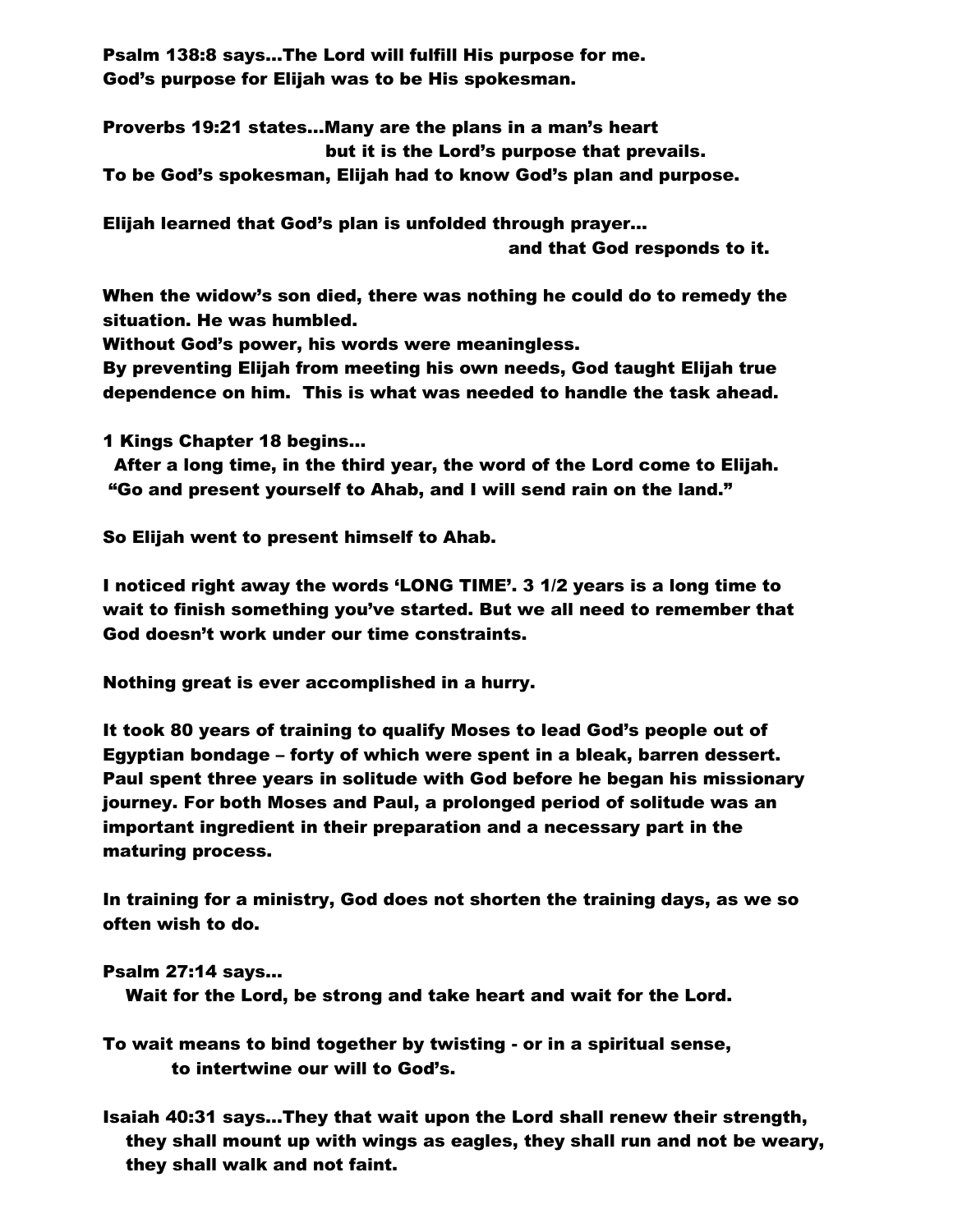**Psalm 138:8 says…The Lord will fulfill His purpose for me.**
**God's purpose for Elijah was to be His spokesman.**

**Proverbs 19:21 states…Many are the plans in a man's heart**
**but it is the Lord's purpose that prevails.**
**To be God's spokesman, Elijah had to know God's plan and purpose.**

**Elijah learned that God's plan is unfolded through prayer…**
**and that God responds to it.**

**When the widow's son died, there was nothing he could do to remedy the situation. He was humbled.**
**Without God's power, his words were meaningless.**
**By preventing Elijah from meeting his own needs, God taught Elijah true dependence on him. This is what was needed to handle the task ahead.**

**1 Kings Chapter 18 begins…**
**After a long time, in the third year, the word of the Lord come to Elijah.**
**"Go and present yourself to Ahab, and I will send rain on the land."**

**So Elijah went to present himself to Ahab.**

**I noticed right away the words 'LONG TIME'. 3 1/2 years is a long time to wait to finish something you've started. But we all need to remember that God doesn't work under our time constraints.**

**Nothing great is ever accomplished in a hurry.**

**It took 80 years of training to qualify Moses to lead God's people out of Egyptian bondage – forty of which were spent in a bleak, barren dessert. Paul spent three years in solitude with God before he began his missionary journey. For both Moses and Paul, a prolonged period of solitude was an important ingredient in their preparation and a necessary part in the maturing process.**

**In training for a ministry, God does not shorten the training days, as we so often wish to do.**

**Psalm 27:14 says…**
**Wait for the Lord, be strong and take heart and wait for the Lord.**

**To wait means to bind together by twisting - or in a spiritual sense,**
**to intertwine our will to God's.**

**Isaiah 40:31 says…They that wait upon the Lord shall renew their strength, they shall mount up with wings as eagles, they shall run and not be weary, they shall walk and not faint.**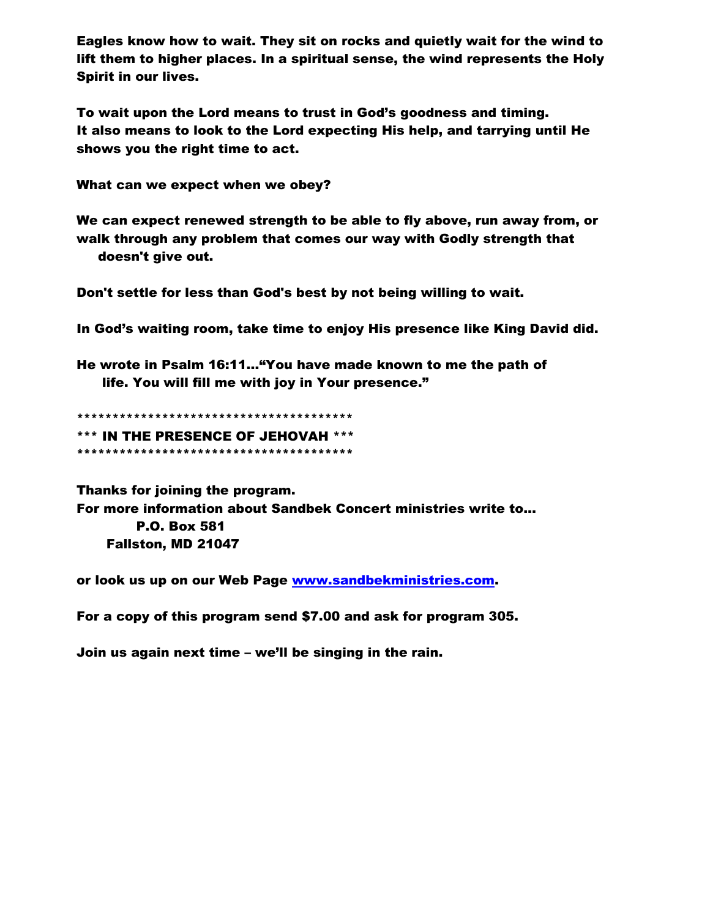**Eagles know how to wait. They sit on rocks and quietly wait for the wind to lift them to higher places. In a spiritual sense, the wind represents the Holy Spirit in our lives.**

**To wait upon the Lord means to trust in God's goodness and timing. It also means to look to the Lord expecting His help, and tarrying until He shows you the right time to act.**

**What can we expect when we obey?**

**We can expect renewed strength to be able to fly above, run away from, or walk through any problem that comes our way with Godly strength that doesn't give out.**

**Don't settle for less than God's best by not being willing to wait.**

**In God's waiting room, take time to enjoy His presence like King David did.**

**He wrote in Psalm 16:11…"You have made known to me the path of life. You will fill me with joy in Your presence."**

**\*\*\*\*\*\*\*\*\*\*\*\*\*\*\*\*\*\*\*\*\*\*\*\*\*\*\*\*\*\*\*\*\*\*\*\*\*\*\*\***
**\*\*\* IN THE PRESENCE OF JEHOVAH \*\*\***
**\*\*\*\*\*\*\*\*\*\*\*\*\*\*\*\*\*\*\*\*\*\*\*\*\*\*\*\*\*\*\*\*\*\*\*\*\*\*\*\***

**Thanks for joining the program.**
**For more information about Sandbek Concert ministries write to…**
**P.O. Box 581**
**Fallston, MD 21047**

**or look us up on our Web Page [www.sandbekministries.com](http://www.sandbekministries.com).**

**For a copy of this program send $7.00 and ask for program 305.**

**Join us again next time – we'll be singing in the rain.**